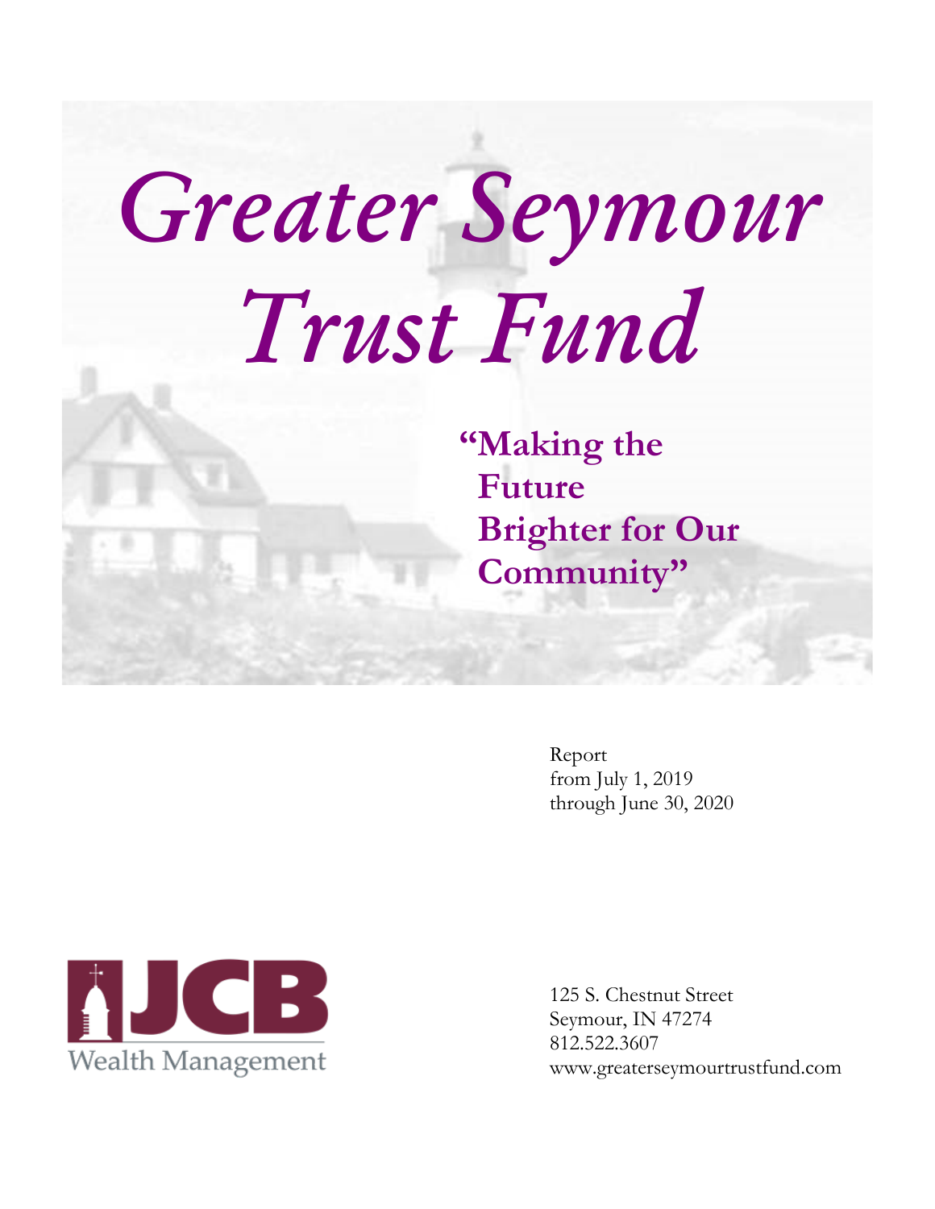# Greater Seymour Trust Fund

**"Making the Future Brighter for Our Community"**

Report
from July 1, 2019
through June 30, 2020

JCB Wealth Management

125 S. Chestnut Street
Seymour, IN 47274
812.522.3607
www.greaterseymourtrustfund.com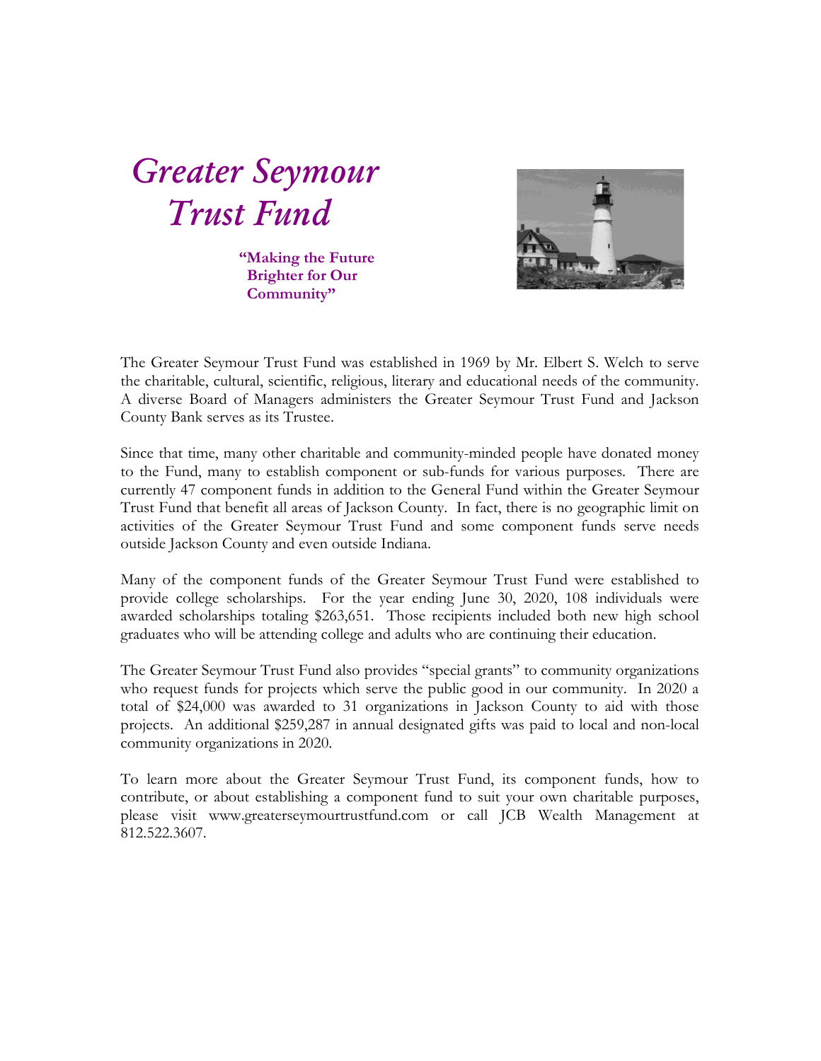# *Greater Seymour Trust Fund*

**"Making the Future Brighter for Our Community"**

The Greater Seymour Trust Fund was established in 1969 by Mr. Elbert S. Welch to serve the charitable, cultural, scientific, religious, literary and educational needs of the community. A diverse Board of Managers administers the Greater Seymour Trust Fund and Jackson County Bank serves as its Trustee.

Since that time, many other charitable and community-minded people have donated money to the Fund, many to establish component or sub-funds for various purposes. There are currently 47 component funds in addition to the General Fund within the Greater Seymour Trust Fund that benefit all areas of Jackson County. In fact, there is no geographic limit on activities of the Greater Seymour Trust Fund and some component funds serve needs outside Jackson County and even outside Indiana.

Many of the component funds of the Greater Seymour Trust Fund were established to provide college scholarships. For the year ending June 30, 2020, 108 individuals were awarded scholarships totaling $263,651. Those recipients included both new high school graduates who will be attending college and adults who are continuing their education.

The Greater Seymour Trust Fund also provides "special grants" to community organizations who request funds for projects which serve the public good in our community. In 2020 a total of $24,000 was awarded to 31 organizations in Jackson County to aid with those projects. An additional $259,287 in annual designated gifts was paid to local and non-local community organizations in 2020.

To learn more about the Greater Seymour Trust Fund, its component funds, how to contribute, or about establishing a component fund to suit your own charitable purposes, please visit www.greaterseymourtrustfund.com or call JCB Wealth Management at 812.522.3607.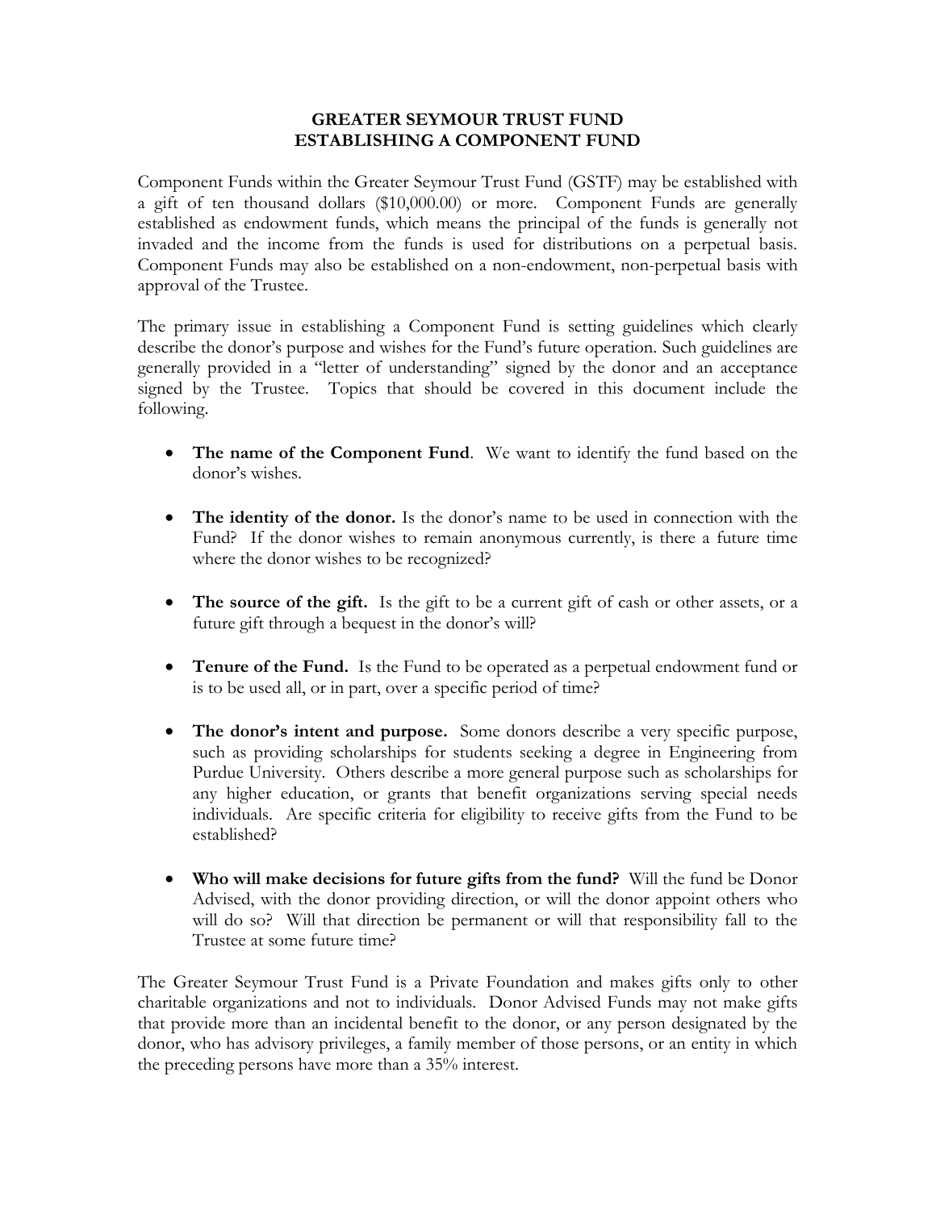# GREATER SEYMOUR TRUST FUND
## ESTABLISHING A COMPONENT FUND

Component Funds within the Greater Seymour Trust Fund (GSTF) may be established with a gift of ten thousand dollars ($10,000.00) or more. Component Funds are generally established as endowment funds, which means the principal of the funds is generally not invaded and the income from the funds is used for distributions on a perpetual basis. Component Funds may also be established on a non-endowment, non-perpetual basis with approval of the Trustee.

The primary issue in establishing a Component Fund is setting guidelines which clearly describe the donor's purpose and wishes for the Fund's future operation. Such guidelines are generally provided in a "letter of understanding" signed by the donor and an acceptance signed by the Trustee. Topics that should be covered in this document include the following.

- **The name of the Component Fund**. We want to identify the fund based on the donor's wishes.
- **The identity of the donor.** Is the donor's name to be used in connection with the Fund? If the donor wishes to remain anonymous currently, is there a future time where the donor wishes to be recognized?
- **The source of the gift.** Is the gift to be a current gift of cash or other assets, or a future gift through a bequest in the donor's will?
- **Tenure of the Fund.** Is the Fund to be operated as a perpetual endowment fund or is to be used all, or in part, over a specific period of time?
- **The donor's intent and purpose.** Some donors describe a very specific purpose, such as providing scholarships for students seeking a degree in Engineering from Purdue University. Others describe a more general purpose such as scholarships for any higher education, or grants that benefit organizations serving special needs individuals. Are specific criteria for eligibility to receive gifts from the Fund to be established?
- **Who will make decisions for future gifts from the fund?** Will the fund be Donor Advised, with the donor providing direction, or will the donor appoint others who will do so? Will that direction be permanent or will that responsibility fall to the Trustee at some future time?

The Greater Seymour Trust Fund is a Private Foundation and makes gifts only to other charitable organizations and not to individuals. Donor Advised Funds may not make gifts that provide more than an incidental benefit to the donor, or any person designated by the donor, who has advisory privileges, a family member of those persons, or an entity in which the preceding persons have more than a 35% interest.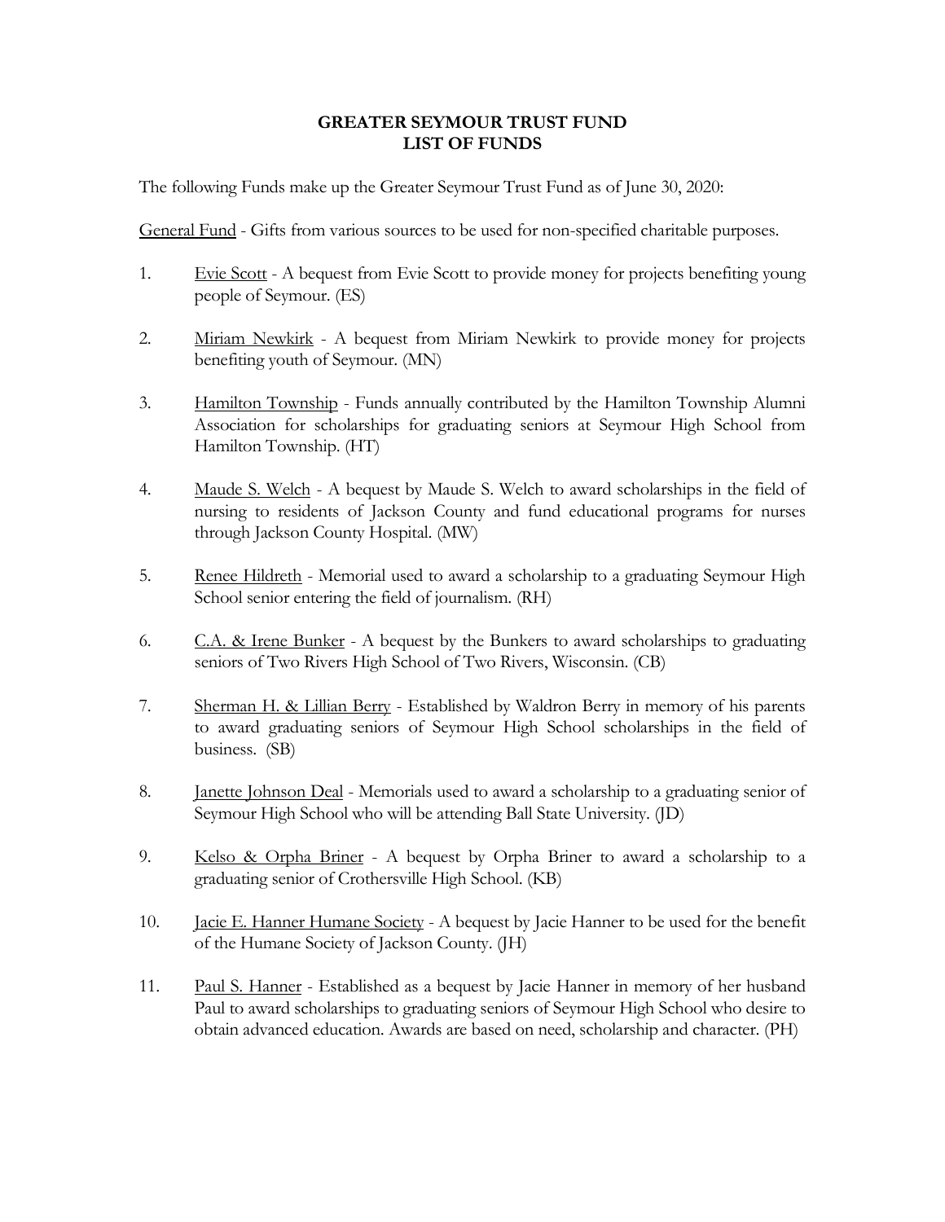# GREATER SEYMOUR TRUST FUND
## LIST OF FUNDS

The following Funds make up the Greater Seymour Trust Fund as of June 30, 2020:

General Fund - Gifts from various sources to be used for non-specified charitable purposes.

1. Evie Scott - A bequest from Evie Scott to provide money for projects benefiting young people of Seymour. (ES)

2. Miriam Newkirk - A bequest from Miriam Newkirk to provide money for projects benefiting youth of Seymour. (MN)

3. Hamilton Township - Funds annually contributed by the Hamilton Township Alumni Association for scholarships for graduating seniors at Seymour High School from Hamilton Township. (HT)

4. Maude S. Welch - A bequest by Maude S. Welch to award scholarships in the field of nursing to residents of Jackson County and fund educational programs for nurses through Jackson County Hospital. (MW)

5. Renee Hildreth - Memorial used to award a scholarship to a graduating Seymour High School senior entering the field of journalism. (RH)

6. C.A. & Irene Bunker - A bequest by the Bunkers to award scholarships to graduating seniors of Two Rivers High School of Two Rivers, Wisconsin. (CB)

7. Sherman H. & Lillian Berry - Established by Waldron Berry in memory of his parents to award graduating seniors of Seymour High School scholarships in the field of business. (SB)

8. Janette Johnson Deal - Memorials used to award a scholarship to a graduating senior of Seymour High School who will be attending Ball State University. (JD)

9. Kelso & Orpha Briner - A bequest by Orpha Briner to award a scholarship to a graduating senior of Crothersville High School. (KB)

10. Jacie E. Hanner Humane Society - A bequest by Jacie Hanner to be used for the benefit of the Humane Society of Jackson County. (JH)

11. Paul S. Hanner - Established as a bequest by Jacie Hanner in memory of her husband Paul to award scholarships to graduating seniors of Seymour High School who desire to obtain advanced education. Awards are based on need, scholarship and character. (PH)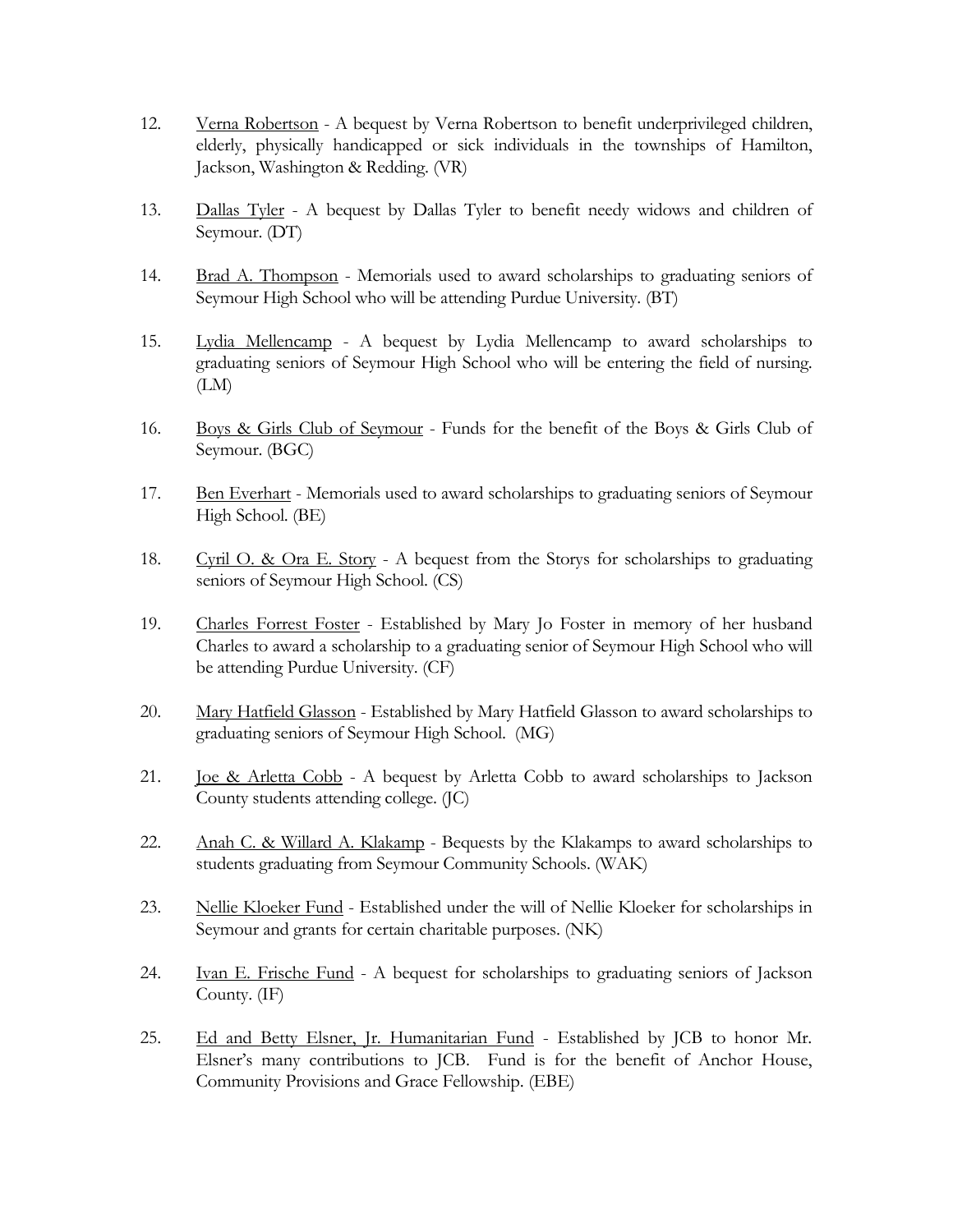12. Verna Robertson - A bequest by Verna Robertson to benefit underprivileged children, elderly, physically handicapped or sick individuals in the townships of Hamilton, Jackson, Washington & Redding. (VR)

13. Dallas Tyler - A bequest by Dallas Tyler to benefit needy widows and children of Seymour. (DT)

14. Brad A. Thompson - Memorials used to award scholarships to graduating seniors of Seymour High School who will be attending Purdue University. (BT)

15. Lydia Mellencamp - A bequest by Lydia Mellencamp to award scholarships to graduating seniors of Seymour High School who will be entering the field of nursing. (LM)

16. Boys & Girls Club of Seymour - Funds for the benefit of the Boys & Girls Club of Seymour. (BGC)

17. Ben Everhart - Memorials used to award scholarships to graduating seniors of Seymour High School. (BE)

18. Cyril O. & Ora E. Story - A bequest from the Storys for scholarships to graduating seniors of Seymour High School. (CS)

19. Charles Forrest Foster - Established by Mary Jo Foster in memory of her husband Charles to award a scholarship to a graduating senior of Seymour High School who will be attending Purdue University. (CF)

20. Mary Hatfield Glasson - Established by Mary Hatfield Glasson to award scholarships to graduating seniors of Seymour High School. (MG)

21. Joe & Arletta Cobb - A bequest by Arletta Cobb to award scholarships to Jackson County students attending college. (JC)

22. Anah C. & Willard A. Klakamp - Bequests by the Klakamps to award scholarships to students graduating from Seymour Community Schools. (WAK)

23. Nellie Kloeker Fund - Established under the will of Nellie Kloeker for scholarships in Seymour and grants for certain charitable purposes. (NK)

24. Ivan E. Frische Fund - A bequest for scholarships to graduating seniors of Jackson County. (IF)

25. Ed and Betty Elsner, Jr. Humanitarian Fund - Established by JCB to honor Mr. Elsner's many contributions to JCB. Fund is for the benefit of Anchor House, Community Provisions and Grace Fellowship. (EBE)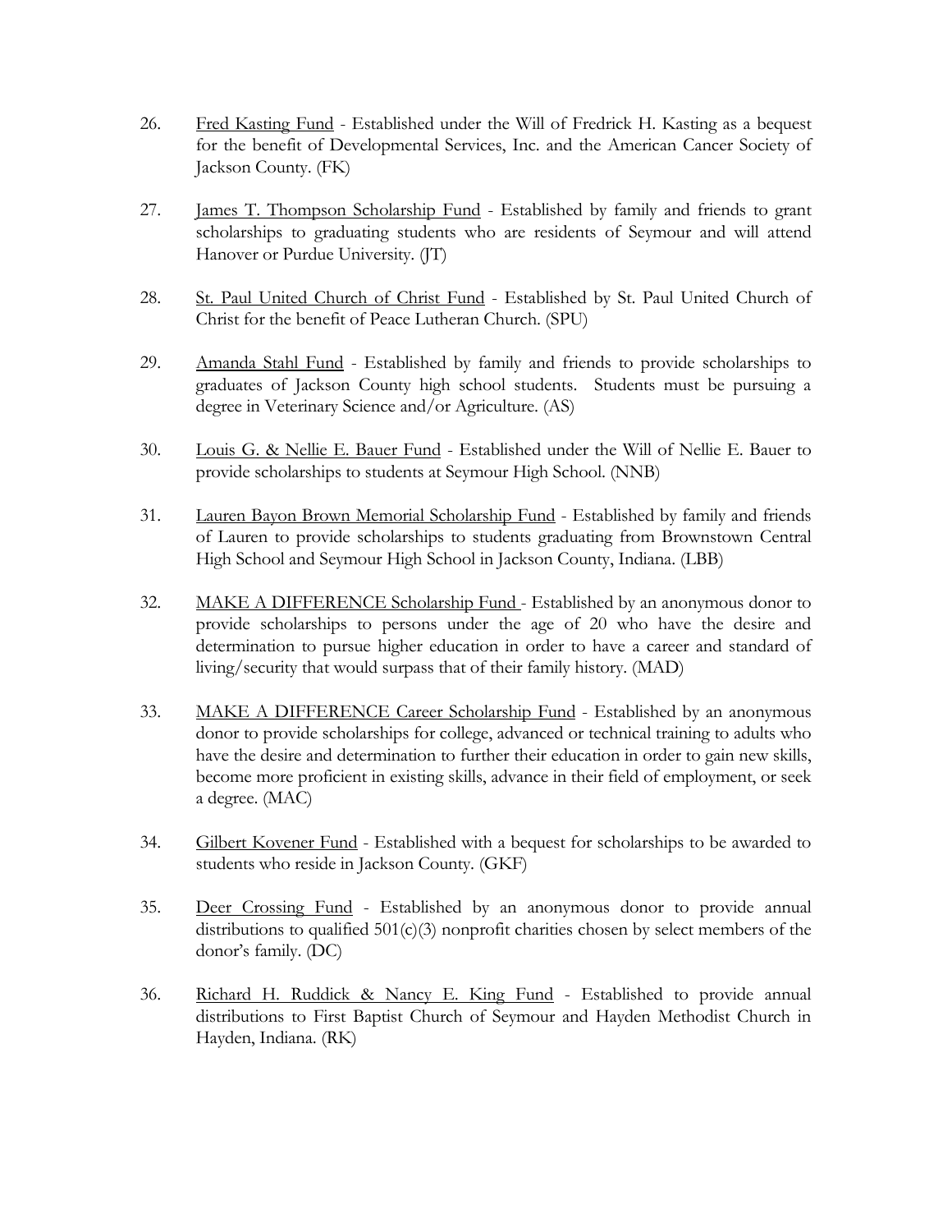26. Fred Kasting Fund - Established under the Will of Fredrick H. Kasting as a bequest for the benefit of Developmental Services, Inc. and the American Cancer Society of Jackson County. (FK)

27. James T. Thompson Scholarship Fund - Established by family and friends to grant scholarships to graduating students who are residents of Seymour and will attend Hanover or Purdue University. (JT)

28. St. Paul United Church of Christ Fund - Established by St. Paul United Church of Christ for the benefit of Peace Lutheran Church. (SPU)

29. Amanda Stahl Fund - Established by family and friends to provide scholarships to graduates of Jackson County high school students. Students must be pursuing a degree in Veterinary Science and/or Agriculture. (AS)

30. Louis G. & Nellie E. Bauer Fund - Established under the Will of Nellie E. Bauer to provide scholarships to students at Seymour High School. (NNB)

31. Lauren Bayon Brown Memorial Scholarship Fund - Established by family and friends of Lauren to provide scholarships to students graduating from Brownstown Central High School and Seymour High School in Jackson County, Indiana. (LBB)

32. MAKE A DIFFERENCE Scholarship Fund - Established by an anonymous donor to provide scholarships to persons under the age of 20 who have the desire and determination to pursue higher education in order to have a career and standard of living/security that would surpass that of their family history. (MAD)

33. MAKE A DIFFERENCE Career Scholarship Fund - Established by an anonymous donor to provide scholarships for college, advanced or technical training to adults who have the desire and determination to further their education in order to gain new skills, become more proficient in existing skills, advance in their field of employment, or seek a degree. (MAC)

34. Gilbert Kovener Fund - Established with a bequest for scholarships to be awarded to students who reside in Jackson County. (GKF)

35. Deer Crossing Fund - Established by an anonymous donor to provide annual distributions to qualified 501(c)(3) nonprofit charities chosen by select members of the donor's family. (DC)

36. Richard H. Ruddick & Nancy E. King Fund - Established to provide annual distributions to First Baptist Church of Seymour and Hayden Methodist Church in Hayden, Indiana. (RK)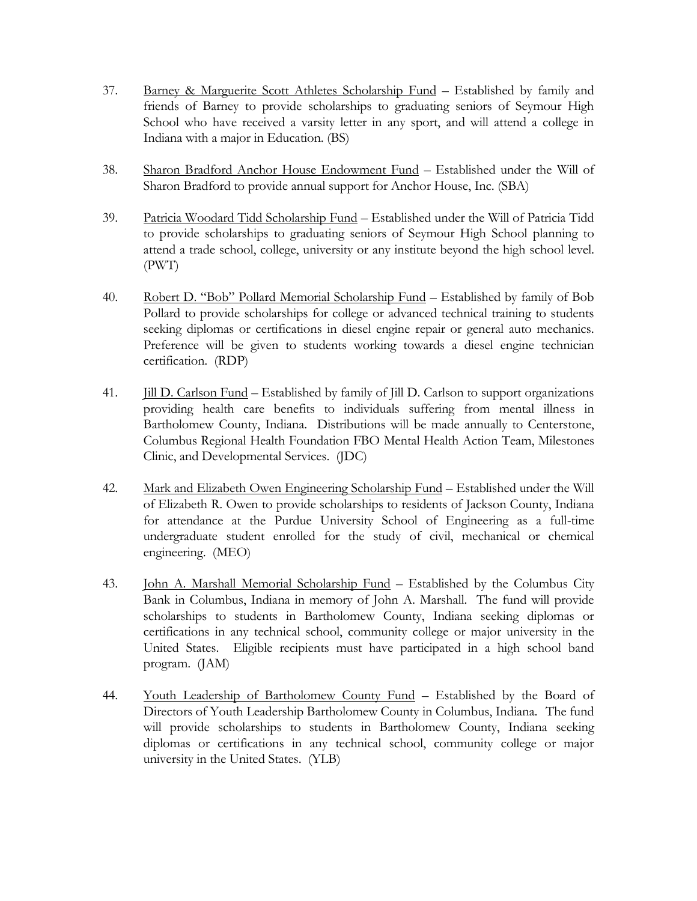37. <u>Barney & Marguerite Scott Athletes Scholarship Fund</u> – Established by family and friends of Barney to provide scholarships to graduating seniors of Seymour High School who have received a varsity letter in any sport, and will attend a college in Indiana with a major in Education. (BS)

38. <u>Sharon Bradford Anchor House Endowment Fund</u> – Established under the Will of Sharon Bradford to provide annual support for Anchor House, Inc. (SBA)

39. <u>Patricia Woodard Tidd Scholarship Fund</u> – Established under the Will of Patricia Tidd to provide scholarships to graduating seniors of Seymour High School planning to attend a trade school, college, university or any institute beyond the high school level. (PWT)

40. <u>Robert D. "Bob" Pollard Memorial Scholarship Fund</u> – Established by family of Bob Pollard to provide scholarships for college or advanced technical training to students seeking diplomas or certifications in diesel engine repair or general auto mechanics. Preference will be given to students working towards a diesel engine technician certification. (RDP)

41. <u>Jill D. Carlson Fund</u> – Established by family of Jill D. Carlson to support organizations providing health care benefits to individuals suffering from mental illness in Bartholomew County, Indiana. Distributions will be made annually to Centerstone, Columbus Regional Health Foundation FBO Mental Health Action Team, Milestones Clinic, and Developmental Services. (JDC)

42. <u>Mark and Elizabeth Owen Engineering Scholarship Fund</u> – Established under the Will of Elizabeth R. Owen to provide scholarships to residents of Jackson County, Indiana for attendance at the Purdue University School of Engineering as a full-time undergraduate student enrolled for the study of civil, mechanical or chemical engineering. (MEO)

43. <u>John A. Marshall Memorial Scholarship Fund</u> – Established by the Columbus City Bank in Columbus, Indiana in memory of John A. Marshall. The fund will provide scholarships to students in Bartholomew County, Indiana seeking diplomas or certifications in any technical school, community college or major university in the United States. Eligible recipients must have participated in a high school band program. (JAM)

44. <u>Youth Leadership of Bartholomew County Fund</u> – Established by the Board of Directors of Youth Leadership Bartholomew County in Columbus, Indiana. The fund will provide scholarships to students in Bartholomew County, Indiana seeking diplomas or certifications in any technical school, community college or major university in the United States. (YLB)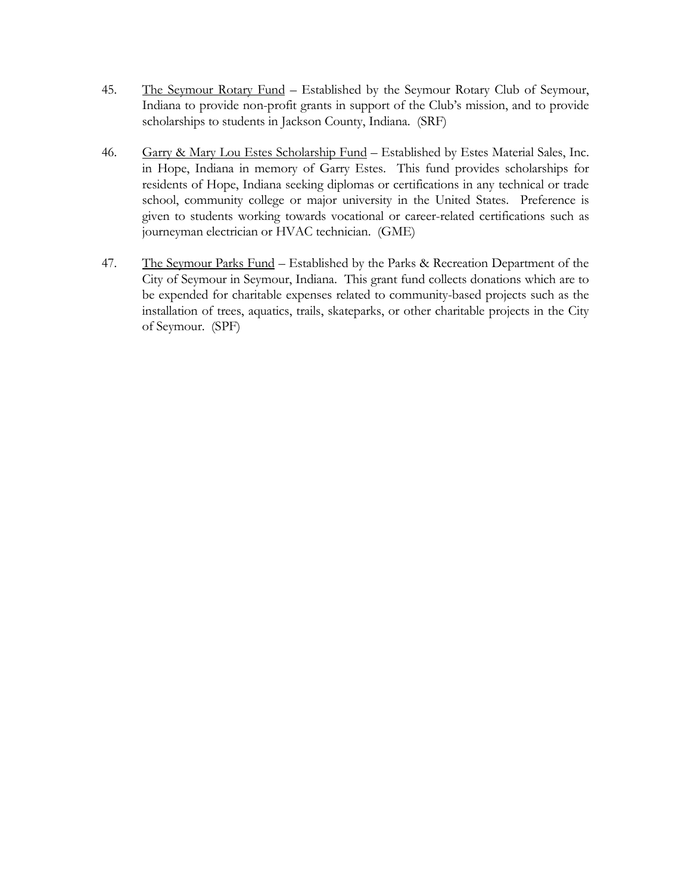45. <u>The Seymour Rotary Fund</u> – Established by the Seymour Rotary Club of Seymour, Indiana to provide non-profit grants in support of the Club's mission, and to provide scholarships to students in Jackson County, Indiana. (SRF)

46. <u>Garry & Mary Lou Estes Scholarship Fund</u> – Established by Estes Material Sales, Inc. in Hope, Indiana in memory of Garry Estes. This fund provides scholarships for residents of Hope, Indiana seeking diplomas or certifications in any technical or trade school, community college or major university in the United States. Preference is given to students working towards vocational or career-related certifications such as journeyman electrician or HVAC technician. (GME)

47. <u>The Seymour Parks Fund</u> – Established by the Parks & Recreation Department of the City of Seymour in Seymour, Indiana. This grant fund collects donations which are to be expended for charitable expenses related to community-based projects such as the installation of trees, aquatics, trails, skateparks, or other charitable projects in the City of Seymour. (SPF)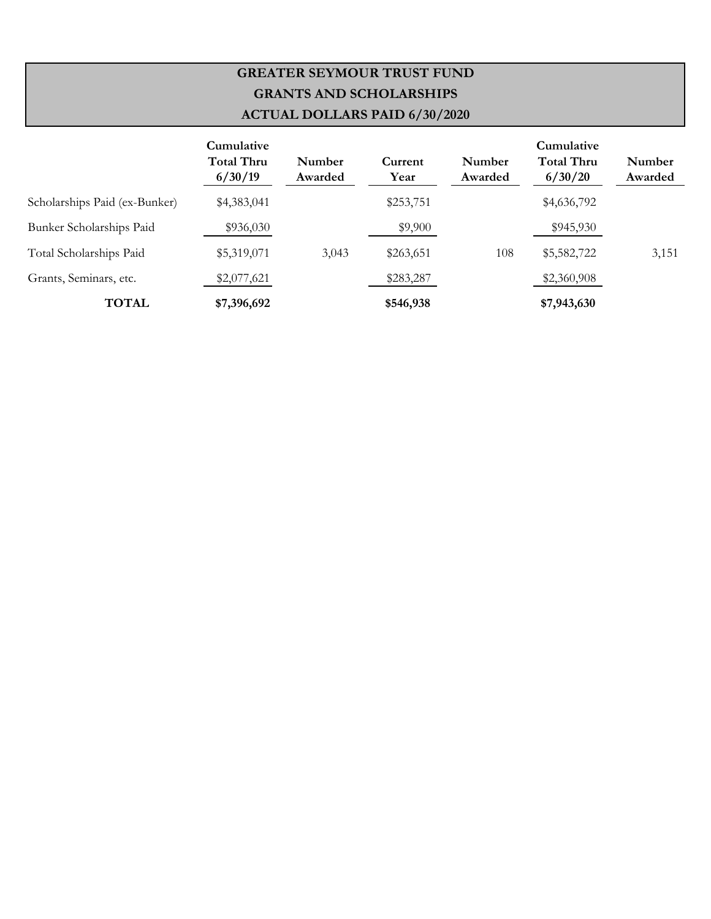# GREATER SEYMOUR TRUST FUND

## GRANTS AND SCHOLARSHIPS

## ACTUAL DOLLARS PAID 6/30/2020

| | Cumulative Total Thru 6/30/19 | Number Awarded | Current Year | Number Awarded | Cumulative Total Thru 6/30/20 | Number Awarded |
|---|---|---|---|---|---|---|
| Scholarships Paid (ex-Bunker) | $4,383,041 | | $253,751 | | $4,636,792 | |
| Bunker Scholarships Paid | $936,030 | | $9,900 | | $945,930 | |
| Total Scholarships Paid | $5,319,071 | 3,043 | $263,651 | 108 | $5,582,722 | 3,151 |
| Grants, Seminars, etc. | $2,077,621 | | $283,287 | | $2,360,908 | |
| **TOTAL** | **$7,396,692** | | **$546,938** | | **$7,943,630** | |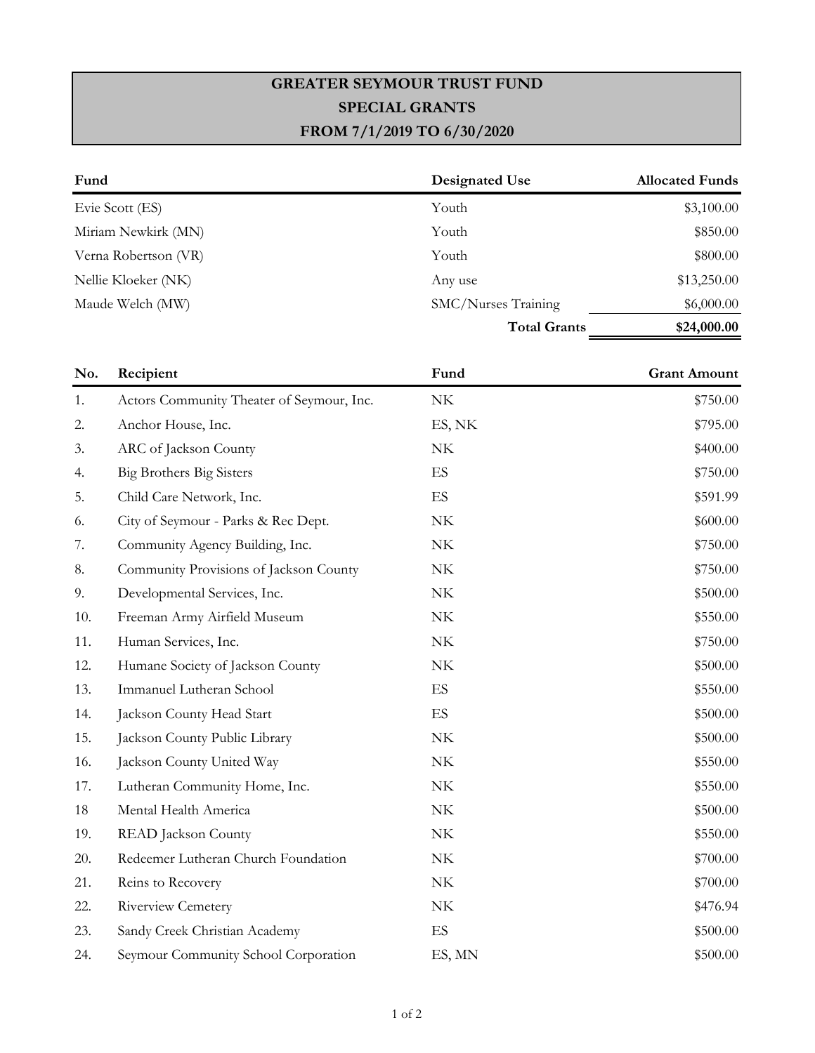# GREATER SEYMOUR TRUST FUND
## SPECIAL GRANTS
## FROM 7/1/2019 TO 6/30/2020

| Fund | Designated Use | Allocated Funds |
|---|---|---|
| Evie Scott (ES) | Youth | $3,100.00 |
| Miriam Newkirk (MN) | Youth | $850.00 |
| Verna Robertson (VR) | Youth | $800.00 |
| Nellie Kloeker (NK) | Any use | $13,250.00 |
| Maude Welch (MW) | SMC/Nurses Training | $6,000.00 |
| | **Total Grants** | **$24,000.00** |

| No. | Recipient | Fund | Grant Amount |
|---|---|---|---|
| 1. | Actors Community Theater of Seymour, Inc. | NK | $750.00 |
| 2. | Anchor House, Inc. | ES, NK | $795.00 |
| 3. | ARC of Jackson County | NK | $400.00 |
| 4. | Big Brothers Big Sisters | ES | $750.00 |
| 5. | Child Care Network, Inc. | ES | $591.99 |
| 6. | City of Seymour - Parks & Rec Dept. | NK | $600.00 |
| 7. | Community Agency Building, Inc. | NK | $750.00 |
| 8. | Community Provisions of Jackson County | NK | $750.00 |
| 9. | Developmental Services, Inc. | NK | $500.00 |
| 10. | Freeman Army Airfield Museum | NK | $550.00 |
| 11. | Human Services, Inc. | NK | $750.00 |
| 12. | Humane Society of Jackson County | NK | $500.00 |
| 13. | Immanuel Lutheran School | ES | $550.00 |
| 14. | Jackson County Head Start | ES | $500.00 |
| 15. | Jackson County Public Library | NK | $500.00 |
| 16. | Jackson County United Way | NK | $550.00 |
| 17. | Lutheran Community Home, Inc. | NK | $550.00 |
| 18 | Mental Health America | NK | $500.00 |
| 19. | READ Jackson County | NK | $550.00 |
| 20. | Redeemer Lutheran Church Foundation | NK | $700.00 |
| 21. | Reins to Recovery | NK | $700.00 |
| 22. | Riverview Cemetery | NK | $476.94 |
| 23. | Sandy Creek Christian Academy | ES | $500.00 |
| 24. | Seymour Community School Corporation | ES, MN | $500.00 |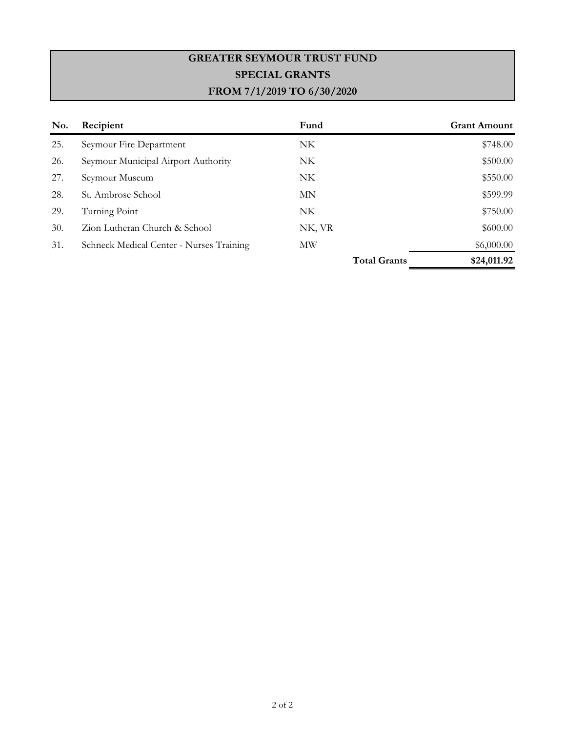# GREATER SEYMOUR TRUST FUND

## SPECIAL GRANTS

## FROM 7/1/2019 TO 6/30/2020

| No. | Recipient | Fund | | Grant Amount |
|---|---|---|---|---|
| 25. | Seymour Fire Department | NK | | $748.00 |
| 26. | Seymour Municipal Airport Authority | NK | | $500.00 |
| 27. | Seymour Museum | NK | | $550.00 |
| 28. | St. Ambrose School | MN | | $599.99 |
| 29. | Turning Point | NK | | $750.00 |
| 30. | Zion Lutheran Church & School | NK, VR | | $600.00 |
| 31. | Schneck Medical Center - Nurses Training | MW | | $6,000.00 |
| | | | **Total Grants** | **$24,011.92** |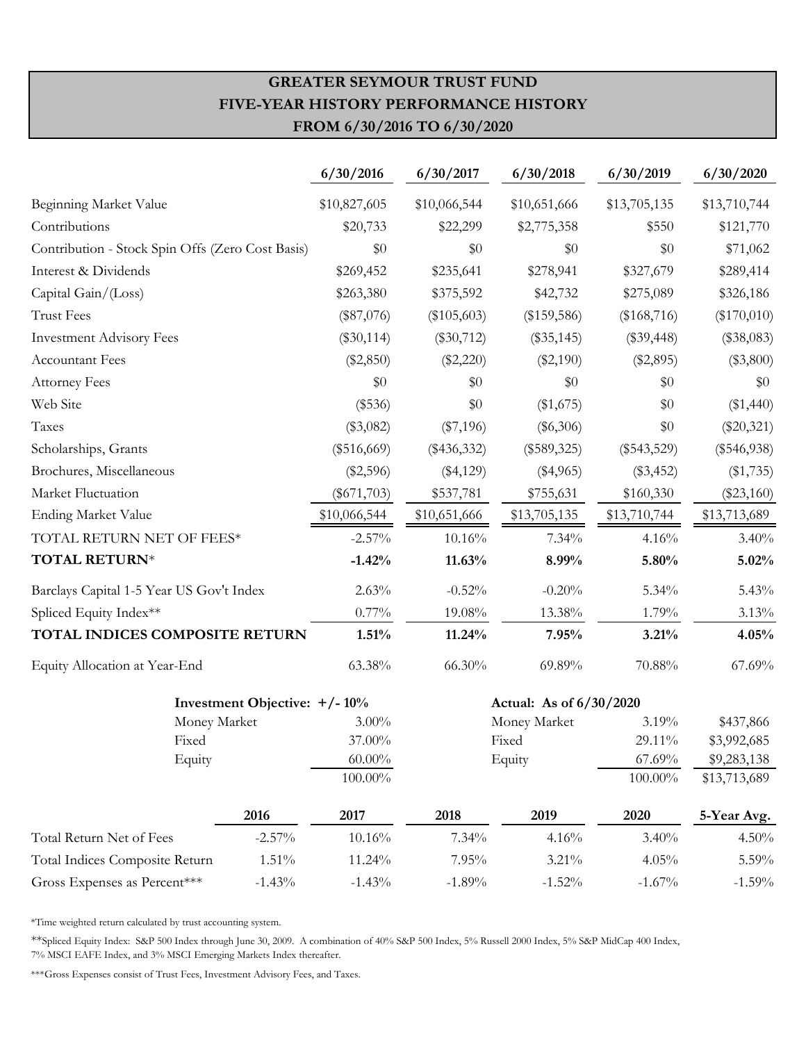# GREATER SEYMOUR TRUST FUND
## FIVE-YEAR HISTORY PERFORMANCE HISTORY
### FROM 6/30/2016 TO 6/30/2020

| | 6/30/2016 | 6/30/2017 | 6/30/2018 | 6/30/2019 | 6/30/2020 |
|---|---|---|---|---|---|
| Beginning Market Value | $10,827,605 | $10,066,544 | $10,651,666 | $13,705,135 | $13,710,744 |
| Contributions | $20,733 | $22,299 | $2,775,358 | $550 | $121,770 |
| Contribution - Stock Spin Offs (Zero Cost Basis) | $0 | $0 | $0 | $0 | $71,062 |
| Interest & Dividends | $269,452 | $235,641 | $278,941 | $327,679 | $289,414 |
| Capital Gain/(Loss) | $263,380 | $375,592 | $42,732 | $275,089 | $326,186 |
| Trust Fees | ($87,076) | ($105,603) | ($159,586) | ($168,716) | ($170,010) |
| Investment Advisory Fees | ($30,114) | ($30,712) | ($35,145) | ($39,448) | ($38,083) |
| Accountant Fees | ($2,850) | ($2,220) | ($2,190) | ($2,895) | ($3,800) |
| Attorney Fees | $0 | $0 | $0 | $0 | $0 |
| Web Site | ($536) | $0 | ($1,675) | $0 | ($1,440) |
| Taxes | ($3,082) | ($7,196) | ($6,306) | $0 | ($20,321) |
| Scholarships, Grants | ($516,669) | ($436,332) | ($589,325) | ($543,529) | ($546,938) |
| Brochures, Miscellaneous | ($2,596) | ($4,129) | ($4,965) | ($3,452) | ($1,735) |
| Market Fluctuation | ($671,703) | $537,781 | $755,631 | $160,330 | ($23,160) |
| Ending Market Value | $10,066,544 | $10,651,666 | $13,705,135 | $13,710,744 | $13,713,689 |
| TOTAL RETURN NET OF FEES* | -2.57% | 10.16% | 7.34% | 4.16% | 3.40% |
| **TOTAL RETURN*** | **-1.42%** | **11.63%** | **8.99%** | **5.80%** | **5.02%** |
| Barclays Capital 1-5 Year US Gov't Index | 2.63% | -0.52% | -0.20% | 5.34% | 5.43% |
| Spliced Equity Index** | 0.77% | 19.08% | 13.38% | 1.79% | 3.13% |
| **TOTAL INDICES COMPOSITE RETURN** | **1.51%** | **11.24%** | **7.95%** | **3.21%** | **4.05%** |
| Equity Allocation at Year-End | 63.38% | 66.30% | 69.89% | 70.88% | 67.69% |

| Investment Objective: +/- 10% | | Actual: As of 6/30/2020 | | |
|---|---|---|---|---|
| Money Market | 3.00% | Money Market | 3.19% | $437,866 |
| Fixed | 37.00% | Fixed | 29.11% | $3,992,685 |
| Equity | 60.00% | Equity | 67.69% | $9,283,138 |
| | 100.00% | | 100.00% | $13,713,689 |

| | 2016 | 2017 | 2018 | 2019 | 2020 | 5-Year Avg. |
|---|---|---|---|---|---|---|
| Total Return Net of Fees | -2.57% | 10.16% | 7.34% | 4.16% | 3.40% | 4.50% |
| Total Indices Composite Return | 1.51% | 11.24% | 7.95% | 3.21% | 4.05% | 5.59% |
| Gross Expenses as Percent*** | -1.43% | -1.43% | -1.89% | -1.52% | -1.67% | -1.59% |

*Time weighted return calculated by trust accounting system.

**Spliced Equity Index: S&P 500 Index through June 30, 2009. A combination of 40% S&P 500 Index, 5% Russell 2000 Index, 5% S&P MidCap 400 Index, 7% MSCI EAFE Index, and 3% MSCI Emerging Markets Index thereafter.

***Gross Expenses consist of Trust Fees, Investment Advisory Fees, and Taxes.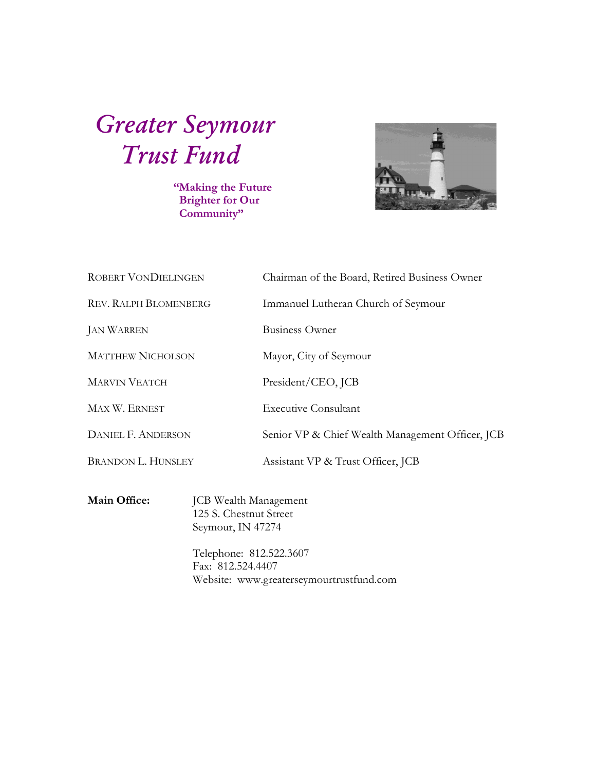# *Greater Seymour Trust Fund*

**"Making the Future Brighter for Our Community"**

| | |
|---|---|
| ROBERT VONDIELINGEN | Chairman of the Board, Retired Business Owner |
| REV. RALPH BLOMENBERG | Immanuel Lutheran Church of Seymour |
| JAN WARREN | Business Owner |
| MATTHEW NICHOLSON | Mayor, City of Seymour |
| MARVIN VEATCH | President/CEO, JCB |
| MAX W. ERNEST | Executive Consultant |
| DANIEL F. ANDERSON | Senior VP & Chief Wealth Management Officer, JCB |
| BRANDON L. HUNSLEY | Assistant VP & Trust Officer, JCB |

**Main Office:** JCB Wealth Management
125 S. Chestnut Street
Seymour, IN 47274

Telephone: 812.522.3607
Fax: 812.524.4407
Website: www.greaterseymourtrustfund.com